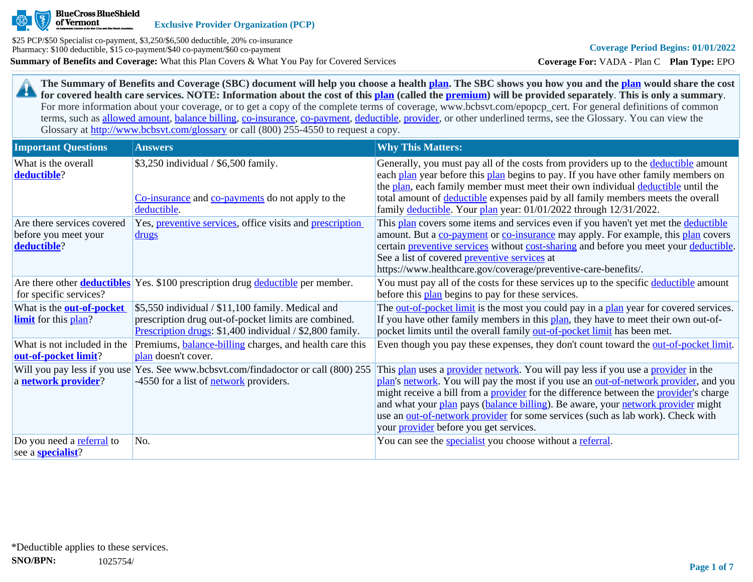BlueCross BlueShield of Vermont

**Exclusive Provider Organization (PCP)**

$25 PCP/$50 Specialist co-payment, $3,250/$6,500 deductible, 20% co-insurance
Pharmacy: $100 deductible, $15 co-payment/$40 co-payment/$60 co-payment

**Summary of Benefits and Coverage:** What this Plan Covers & What You Pay for Covered Services

**Coverage Period Begins: 01/01/2022**

**Coverage For:** VADA - Plan C **Plan Type:** EPO

**The Summary of Benefits and Coverage (SBC) document will help you choose a health plan. The SBC shows you how you and the plan would share the cost for covered health care services. NOTE: Information about the cost of this plan (called the premium) will be provided separately. This is only a summary.** For more information about your coverage, or to get a copy of the complete terms of coverage, www.bcbsvt.com/epopcp_cert. For general definitions of common terms, such as allowed amount, balance billing, co-insurance, co-payment, deductible, provider, or other underlined terms, see the Glossary. You can view the Glossary at http://www.bcbsvt.com/glossary or call (800) 255-4550 to request a copy.

| Important Questions | Answers | Why This Matters: |
|---|---|---|
| What is the overall **deductible**? | $3,250 individual / $6,500 family.<br><br>Co-insurance and co-payments do not apply to the deductible. | Generally, you must pay all of the costs from providers up to the deductible amount each plan year before this plan begins to pay. If you have other family members on the plan, each family member must meet their own individual deductible until the total amount of deductible expenses paid by all family members meets the overall family deductible. Your plan year: 01/01/2022 through 12/31/2022. |
| Are there services covered before you meet your **deductible**? | Yes, preventive services, office visits and prescription drugs | This plan covers some items and services even if you haven't yet met the deductible amount. But a co-payment or co-insurance may apply. For example, this plan covers certain preventive services without cost-sharing and before you meet your deductible. See a list of covered preventive services at https://www.healthcare.gov/coverage/preventive-care-benefits/. |
| Are there other **deductibles** for specific services? | Yes. $100 prescription drug deductible per member. | You must pay all of the costs for these services up to the specific deductible amount before this plan begins to pay for these services. |
| What is the **out-of-pocket limit** for this plan? | $5,550 individual / $11,100 family. Medical and prescription drug out-of-pocket limits are combined. Prescription drugs: $1,400 individual / $2,800 family. | The out-of-pocket limit is the most you could pay in a plan year for covered services. If you have other family members in this plan, they have to meet their own out-of-pocket limits until the overall family out-of-pocket limit has been met. |
| What is not included in the **out-of-pocket limit**? | Premiums, balance-billing charges, and health care this plan doesn't cover. | Even though you pay these expenses, they don't count toward the out-of-pocket limit. |
| Will you pay less if you use a **network provider**? | Yes. See www.bcbsvt.com/findadoctor or call (800) 255-4550 for a list of network providers. | This plan uses a provider network. You will pay less if you use a provider in the plan's network. You will pay the most if you use an out-of-network provider, and you might receive a bill from a provider for the difference between the provider's charge and what your plan pays (balance billing). Be aware, your network provider might use an out-of-network provider for some services (such as lab work). Check with your provider before you get services. |
| Do you need a referral to see a **specialist**? | No. | You can see the specialist you choose without a referral. |

*Deductible applies to these services.

**SNO/BPN:** 1025754/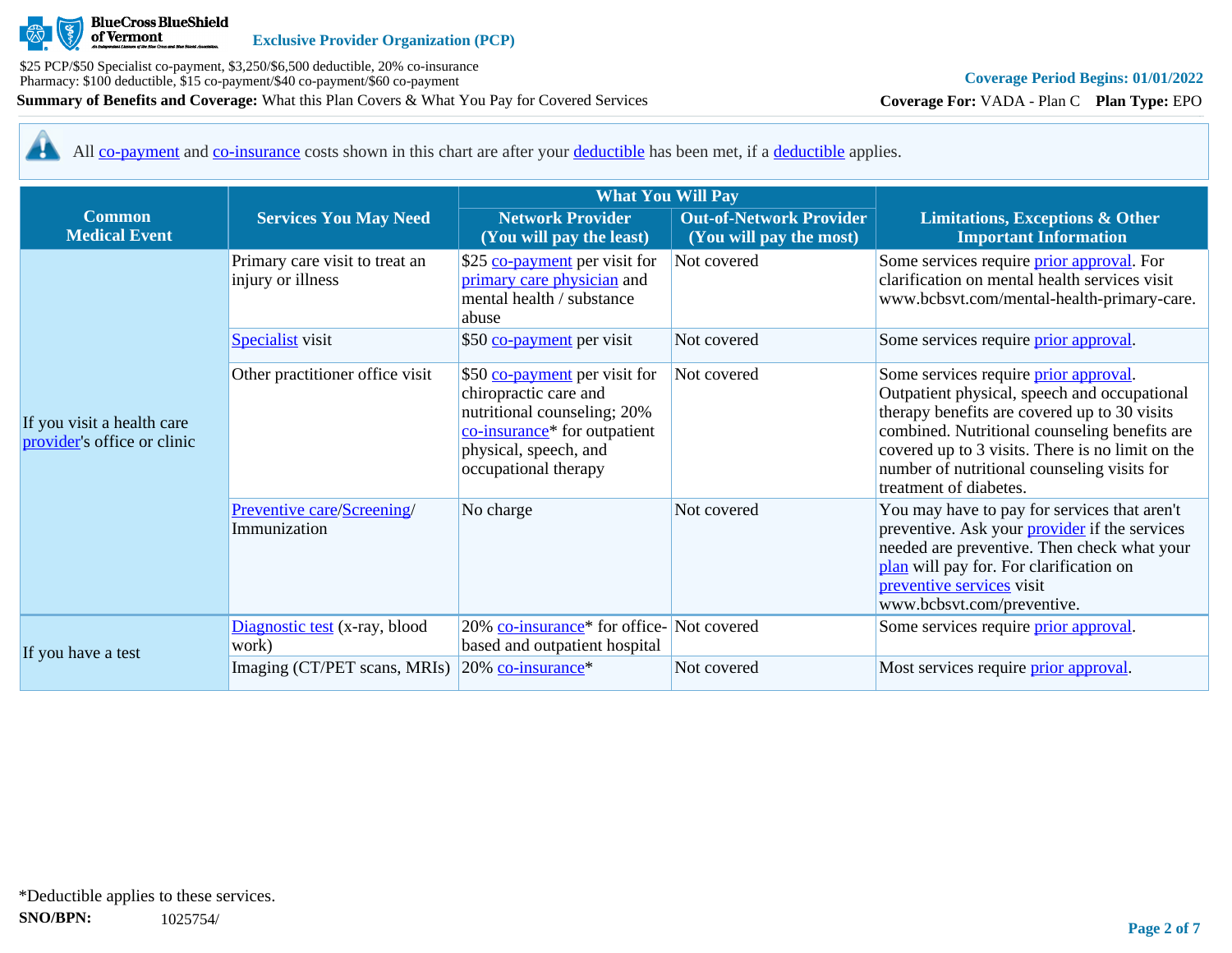Exclusive Provider Organization (PCP)

$25 PCP/$50 Specialist co-payment, $3,250/$6,500 deductible, 20% co-insurance
Pharmacy: $100 deductible, $15 co-payment/$40 co-payment/$60 co-payment

**Summary of Benefits and Coverage:** What this Plan Covers & What You Pay for Covered Services

Coverage Period Begins: 01/01/2022

**Coverage For:** VADA - Plan C **Plan Type:** EPO

All co-payment and co-insurance costs shown in this chart are after your deductible has been met, if a deductible applies.

| Common Medical Event | Services You May Need | What You Will Pay | | Limitations, Exceptions & Other Important Information |
|---|---|---|---|---|
| | | Network Provider (You will pay the least) | Out-of-Network Provider (You will pay the most) | |
| If you visit a health care provider's office or clinic | Primary care visit to treat an injury or illness | $25 co-payment per visit for primary care physician and mental health / substance abuse | Not covered | Some services require prior approval. For clarification on mental health services visit www.bcbsvt.com/mental-health-primary-care. |
| | Specialist visit | $50 co-payment per visit | Not covered | Some services require prior approval. |
| | Other practitioner office visit | $50 co-payment per visit for chiropractic care and nutritional counseling; 20% co-insurance* for outpatient physical, speech, and occupational therapy | Not covered | Some services require prior approval. Outpatient physical, speech and occupational therapy benefits are covered up to 30 visits combined. Nutritional counseling benefits are covered up to 3 visits. There is no limit on the number of nutritional counseling visits for treatment of diabetes. |
| | Preventive care/Screening/ Immunization | No charge | Not covered | You may have to pay for services that aren't preventive. Ask your provider if the services needed are preventive. Then check what your plan will pay for. For clarification on preventive services visit www.bcbsvt.com/preventive. |
| If you have a test | Diagnostic test (x-ray, blood work) | 20% co-insurance* for office-based and outpatient hospital | Not covered | Some services require prior approval. |
| | Imaging (CT/PET scans, MRIs) | 20% co-insurance* | Not covered | Most services require prior approval. |

*Deductible applies to these services.

**SNO/BPN:** 1025754/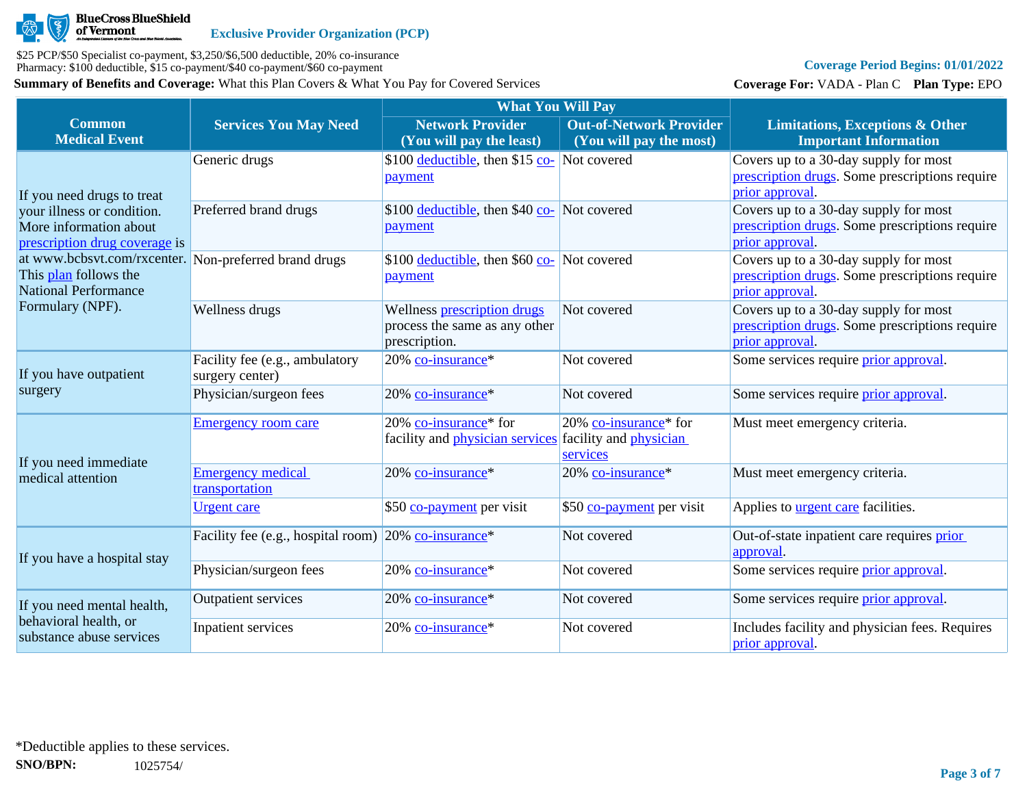BlueCross BlueShield of Vermont

**Exclusive Provider Organization (PCP)**

$25 PCP/$50 Specialist co-payment, $3,250/$6,500 deductible, 20% co-insurance
Pharmacy: $100 deductible, $15 co-payment/$40 co-payment/$60 co-payment

**Coverage Period Begins: 01/01/2022**

**Summary of Benefits and Coverage:** What this Plan Covers & What You Pay for Covered Services

**Coverage For:** VADA - Plan C **Plan Type:** EPO

| Common Medical Event | Services You May Need | What You Will Pay | | Limitations, Exceptions & Other Important Information |
|---|---|---|---|---|
| | | Network Provider (You will pay the least) | Out-of-Network Provider (You will pay the most) | |
| If you need drugs to treat your illness or condition. More information about prescription drug coverage is at www.bcbsvt.com/rxcenter. This plan follows the National Performance Formulary (NPF). | Generic drugs | $100 deductible, then $15 co-payment | Not covered | Covers up to a 30-day supply for most prescription drugs. Some prescriptions require prior approval. |
| | Preferred brand drugs | $100 deductible, then $40 co-payment | Not covered | Covers up to a 30-day supply for most prescription drugs. Some prescriptions require prior approval. |
| | Non-preferred brand drugs | $100 deductible, then $60 co-payment | Not covered | Covers up to a 30-day supply for most prescription drugs. Some prescriptions require prior approval. |
| | Wellness drugs | Wellness prescription drugs process the same as any other prescription. | Not covered | Covers up to a 30-day supply for most prescription drugs. Some prescriptions require prior approval. |
| If you have outpatient surgery | Facility fee (e.g., ambulatory surgery center) | 20% co-insurance* | Not covered | Some services require prior approval. |
| | Physician/surgeon fees | 20% co-insurance* | Not covered | Some services require prior approval. |
| If you need immediate medical attention | Emergency room care | 20% co-insurance* for facility and physician services | 20% co-insurance* for facility and physician services | Must meet emergency criteria. |
| | Emergency medical transportation | 20% co-insurance* | 20% co-insurance* | Must meet emergency criteria. |
| | Urgent care | $50 co-payment per visit | $50 co-payment per visit | Applies to urgent care facilities. |
| If you have a hospital stay | Facility fee (e.g., hospital room) | 20% co-insurance* | Not covered | Out-of-state inpatient care requires prior approval. |
| | Physician/surgeon fees | 20% co-insurance* | Not covered | Some services require prior approval. |
| If you need mental health, behavioral health, or substance abuse services | Outpatient services | 20% co-insurance* | Not covered | Some services require prior approval. |
| | Inpatient services | 20% co-insurance* | Not covered | Includes facility and physician fees. Requires prior approval. |

*Deductible applies to these services.

**SNO/BPN:** 1025754/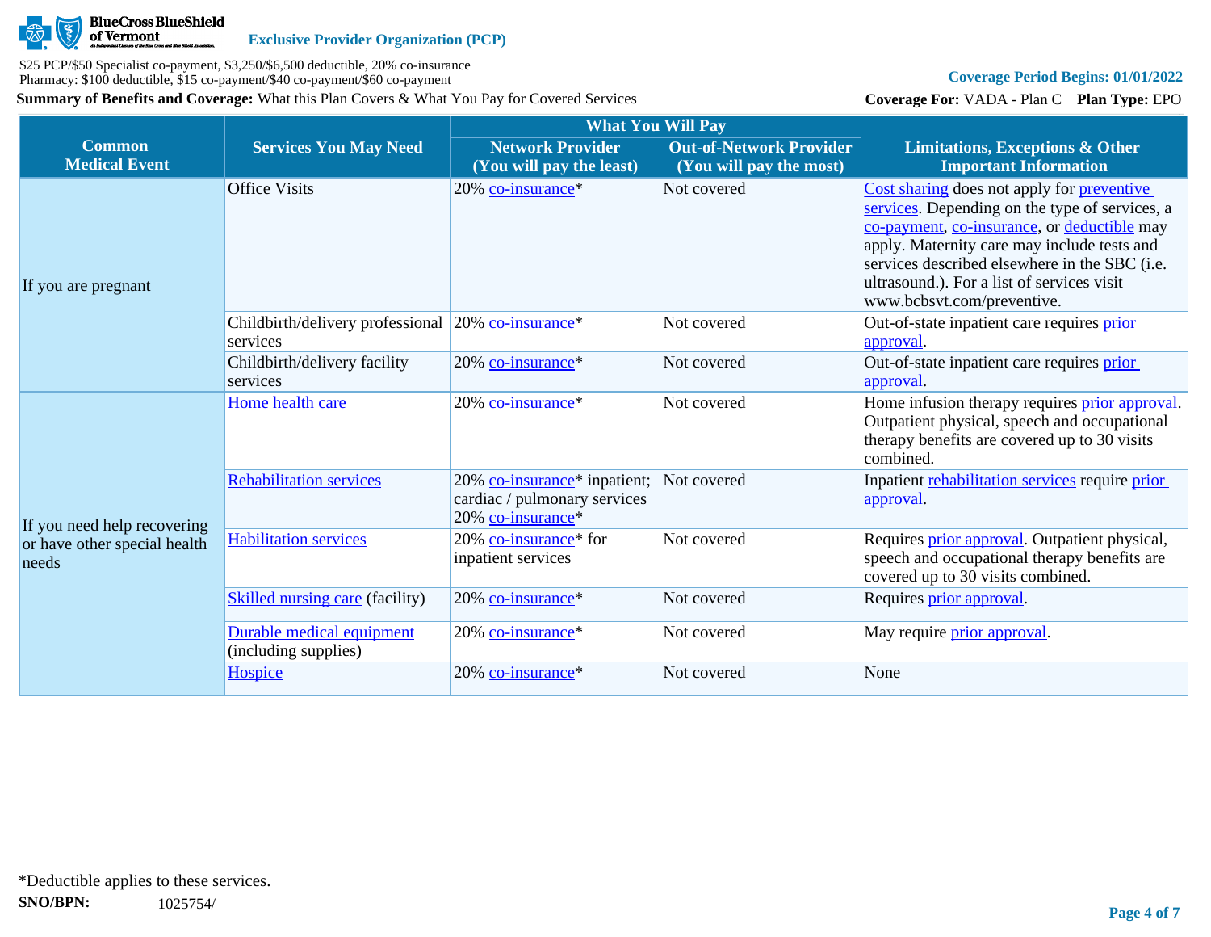| Common Medical Event | Services You May Need | What You Will Pay | | Limitations, Exceptions & Other Important Information |
|---|---|---|---|---|
| | | Network Provider (You will pay the least) | Out-of-Network Provider (You will pay the most) | |
| If you are pregnant | Office Visits | 20% co-insurance* | Not covered | Cost sharing does not apply for preventive services. Depending on the type of services, a co-payment, co-insurance, or deductible may apply. Maternity care may include tests and services described elsewhere in the SBC (i.e. ultrasound.). For a list of services visit www.bcbsvt.com/preventive. |
| | Childbirth/delivery professional services | 20% co-insurance* | Not covered | Out-of-state inpatient care requires prior approval. |
| | Childbirth/delivery facility services | 20% co-insurance* | Not covered | Out-of-state inpatient care requires prior approval. |
| If you need help recovering or have other special health needs | Home health care | 20% co-insurance* | Not covered | Home infusion therapy requires prior approval. Outpatient physical, speech and occupational therapy benefits are covered up to 30 visits combined. |
| | Rehabilitation services | 20% co-insurance* inpatient; cardiac / pulmonary services 20% co-insurance* | Not covered | Inpatient rehabilitation services require prior approval. |
| | Habilitation services | 20% co-insurance* for inpatient services | Not covered | Requires prior approval. Outpatient physical, speech and occupational therapy benefits are covered up to 30 visits combined. |
| | Skilled nursing care (facility) | 20% co-insurance* | Not covered | Requires prior approval. |
| | Durable medical equipment (including supplies) | 20% co-insurance* | Not covered | May require prior approval. |
| | Hospice | 20% co-insurance* | Not covered | None |

*Deductible applies to these services.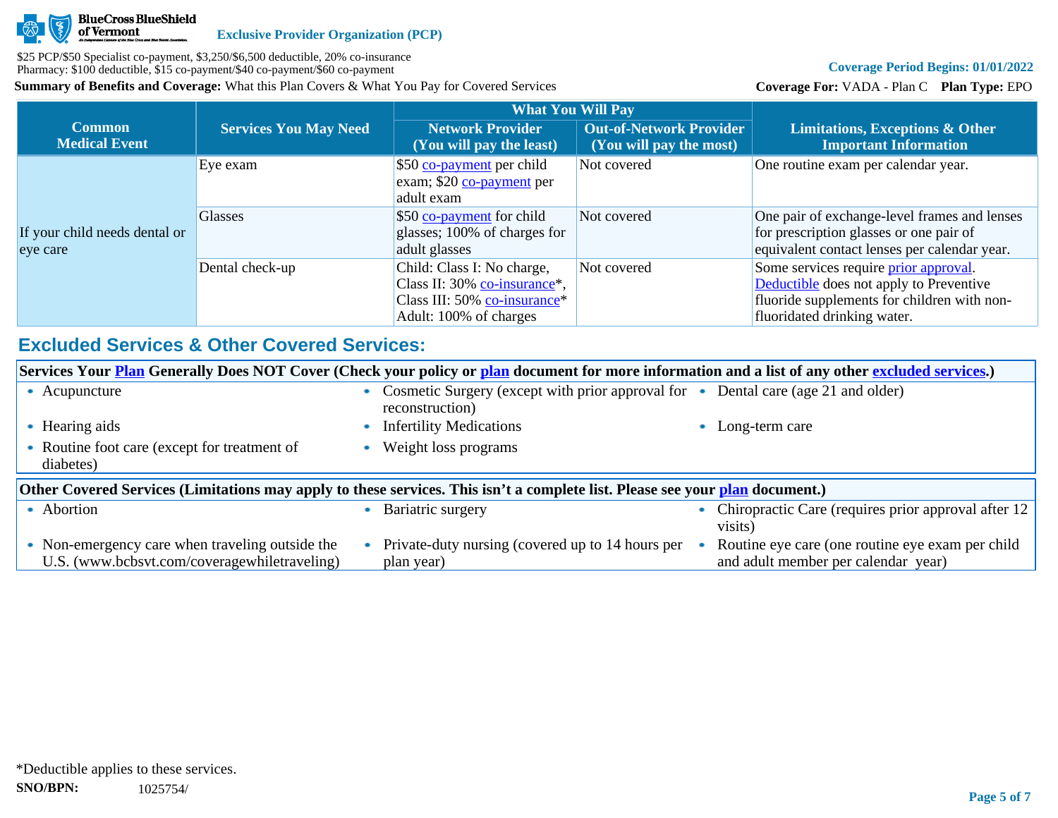| Common Medical Event | Services You May Need | What You Will Pay | | Limitations, Exceptions & Other Important Information |
|---|---|---|---|---|
| | | Network Provider (You will pay the least) | Out-of-Network Provider (You will pay the most) | |
| If your child needs dental or eye care | Eye exam | $50 co-payment per child exam; $20 co-payment per adult exam | Not covered | One routine exam per calendar year. |
| | Glasses | $50 co-payment for child glasses; 100% of charges for adult glasses | Not covered | One pair of exchange-level frames and lenses for prescription glasses or one pair of equivalent contact lenses per calendar year. |
| | Dental check-up | Child: Class I: No charge, Class II: 30% co-insurance*, Class III: 50% co-insurance* Adult: 100% of charges | Not covered | Some services require prior approval. Deductible does not apply to Preventive fluoride supplements for children with non-fluoridated drinking water. |

## Excluded Services & Other Covered Services:

**Services Your Plan Generally Does NOT Cover (Check your policy or plan document for more information and a list of any other excluded services.)**

- Acupuncture
- Cosmetic Surgery (except with prior approval for reconstruction)
- Dental care (age 21 and older)
- Hearing aids
- Infertility Medications
- Long-term care
- Routine foot care (except for treatment of diabetes)
- Weight loss programs

**Other Covered Services (Limitations may apply to these services. This isn't a complete list. Please see your plan document.)**

- Abortion
- Bariatric surgery
- Chiropractic Care (requires prior approval after 12 visits)
- Non-emergency care when traveling outside the U.S. (www.bcbsvt.com/coveragewhiletraveling)
- Private-duty nursing (covered up to 14 hours per plan year)
- Routine eye care (one routine eye exam per child and adult member per calendar year)

*Deductible applies to these services.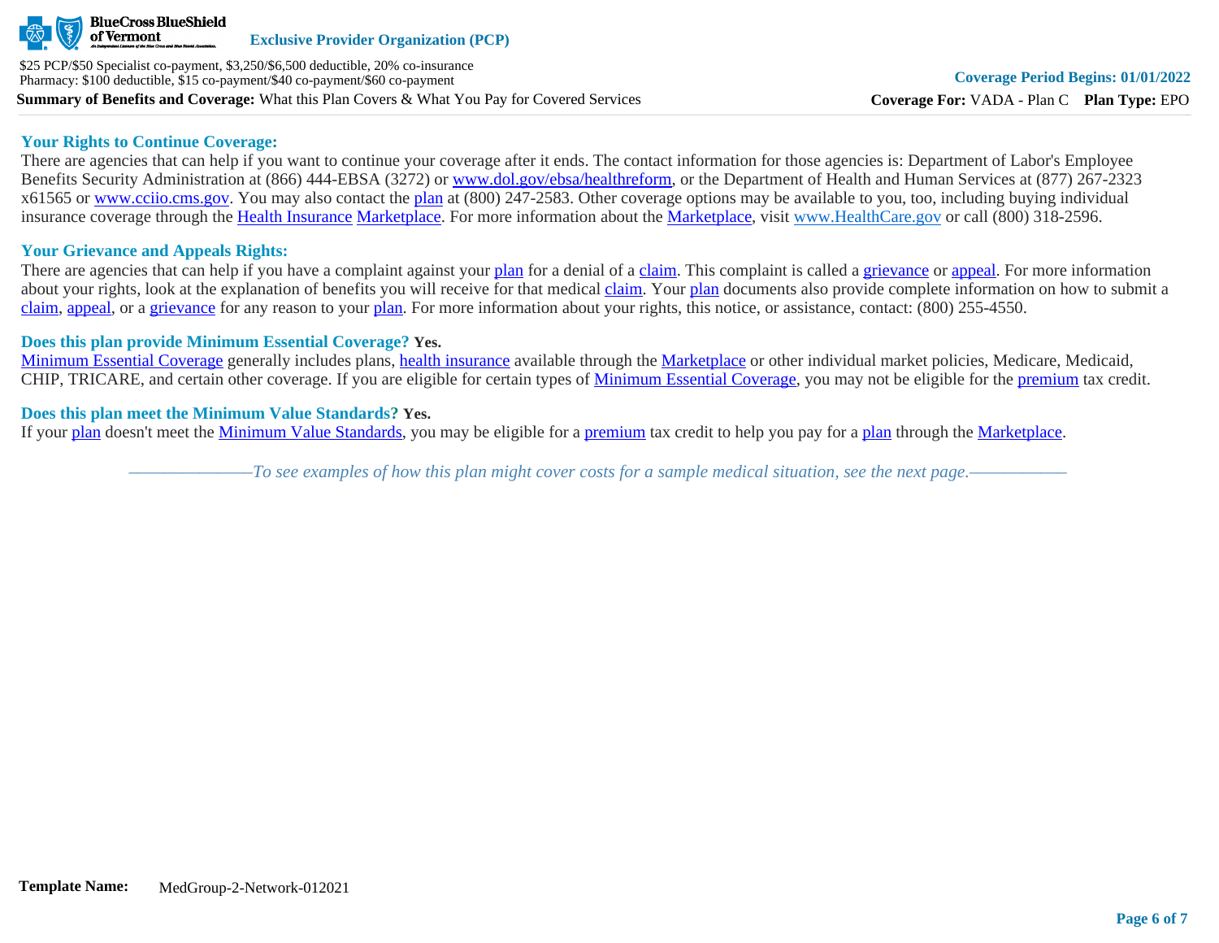## Your Rights to Continue Coverage:

There are agencies that can help if you want to continue your coverage after it ends. The contact information for those agencies is: Department of Labor's Employee Benefits Security Administration at (866) 444-EBSA (3272) or www.dol.gov/ebsa/healthreform, or the Department of Health and Human Services at (877) 267-2323 x61565 or www.cciio.cms.gov. You may also contact the plan at (800) 247-2583. Other coverage options may be available to you, too, including buying individual insurance coverage through the Health Insurance Marketplace. For more information about the Marketplace, visit www.HealthCare.gov or call (800) 318-2596.

## Your Grievance and Appeals Rights:

There are agencies that can help if you have a complaint against your plan for a denial of a claim. This complaint is called a grievance or appeal. For more information about your rights, look at the explanation of benefits you will receive for that medical claim. Your plan documents also provide complete information on how to submit a claim, appeal, or a grievance for any reason to your plan. For more information about your rights, this notice, or assistance, contact: (800) 255-4550.

## Does this plan provide Minimum Essential Coverage? Yes.

Minimum Essential Coverage generally includes plans, health insurance available through the Marketplace or other individual market policies, Medicare, Medicaid, CHIP, TRICARE, and certain other coverage. If you are eligible for certain types of Minimum Essential Coverage, you may not be eligible for the premium tax credit.

## Does this plan meet the Minimum Value Standards? Yes.

If your plan doesn't meet the Minimum Value Standards, you may be eligible for a premium tax credit to help you pay for a plan through the Marketplace.

*——————To see examples of how this plan might cover costs for a sample medical situation, see the next page.——————*

**Template Name:** MedGroup-2-Network-012021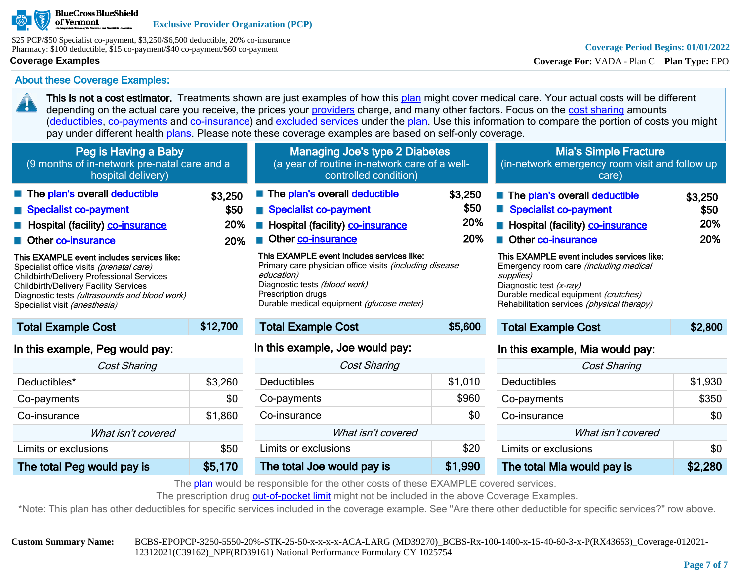BlueCross BlueShield of Vermont

**Exclusive Provider Organization (PCP)**

$25 PCP/$50 Specialist co-payment, $3,250/$6,500 deductible, 20% co-insurance
Pharmacy: $100 deductible, $15 co-payment/$40 co-payment/$60 co-payment

**Coverage Period Begins: 01/01/2022**

**Coverage Examples**

**Coverage For:** VADA - Plan C **Plan Type:** EPO

## About these Coverage Examples:

**This is not a cost estimator.** Treatments shown are just examples of how this plan might cover medical care. Your actual costs will be different depending on the actual care you receive, the prices your providers charge, and many other factors. Focus on the cost sharing amounts (deductibles, co-payments and co-insurance) and excluded services under the plan. Use this information to compare the portion of costs you might pay under different health plans. Please note these coverage examples are based on self-only coverage.

### Peg is Having a Baby
(9 months of in-network pre-natal care and a hospital delivery)

- The plan's overall deductible — $3,250
- Specialist co-payment — $50
- Hospital (facility) co-insurance — 20%
- Other co-insurance — 20%

**This EXAMPLE event includes services like:**
Specialist office visits *(prenatal care)*
Childbirth/Delivery Professional Services
Childbirth/Delivery Facility Services
Diagnostic tests *(ultrasounds and blood work)*
Specialist visit *(anesthesia)*

| Total Example Cost | $12,700 |
|---|---|

**In this example, Peg would pay:**

| *Cost Sharing* | |
|---|---|
| Deductibles* | $3,260 |
| Co-payments | $0 |
| Co-insurance | $1,860 |
| *What isn't covered* | |
| Limits or exclusions | $50 |
| **The total Peg would pay is** | **$5,170** |

### Managing Joe's type 2 Diabetes
(a year of routine in-network care of a well-controlled condition)

- The plan's overall deductible — $3,250
- Specialist co-payment — $50
- Hospital (facility) co-insurance — 20%
- Other co-insurance — 20%

**This EXAMPLE event includes services like:**
Primary care physician office visits *(including disease education)*
Diagnostic tests *(blood work)*
Prescription drugs
Durable medical equipment *(glucose meter)*

| Total Example Cost | $5,600 |
|---|---|

**In this example, Joe would pay:**

| *Cost Sharing* | |
|---|---|
| Deductibles | $1,010 |
| Co-payments | $960 |
| Co-insurance | $0 |
| *What isn't covered* | |
| Limits or exclusions | $20 |
| **The total Joe would pay is** | **$1,990** |

### Mia's Simple Fracture
(in-network emergency room visit and follow up care)

- The plan's overall deductible — $3,250
- Specialist co-payment — $50
- Hospital (facility) co-insurance — 20%
- Other co-insurance — 20%

**This EXAMPLE event includes services like:**
Emergency room care *(including medical supplies)*
Diagnostic test *(x-ray)*
Durable medical equipment *(crutches)*
Rehabilitation services *(physical therapy)*

| Total Example Cost | $2,800 |
|---|---|

**In this example, Mia would pay:**

| *Cost Sharing* | |
|---|---|
| Deductibles | $1,930 |
| Co-payments | $350 |
| Co-insurance | $0 |
| *What isn't covered* | |
| Limits or exclusions | $0 |
| **The total Mia would pay is** | **$2,280** |

The plan would be responsible for the other costs of these EXAMPLE covered services.
The prescription drug out-of-pocket limit might not be included in the above Coverage Examples.
*Note: This plan has other deductibles for specific services included in the coverage example. See "Are there other deductible for specific services?" row above.

**Custom Summary Name:** BCBS-EPOPCP-3250-5550-20%-STK-25-50-x-x-x-x-ACA-LARG (MD39270)_BCBS-Rx-100-1400-x-15-40-60-3-x-P(RX43653)_Coverage-012021-12312021(C39162)_NPF(RD39161) National Performance Formulary CY 1025754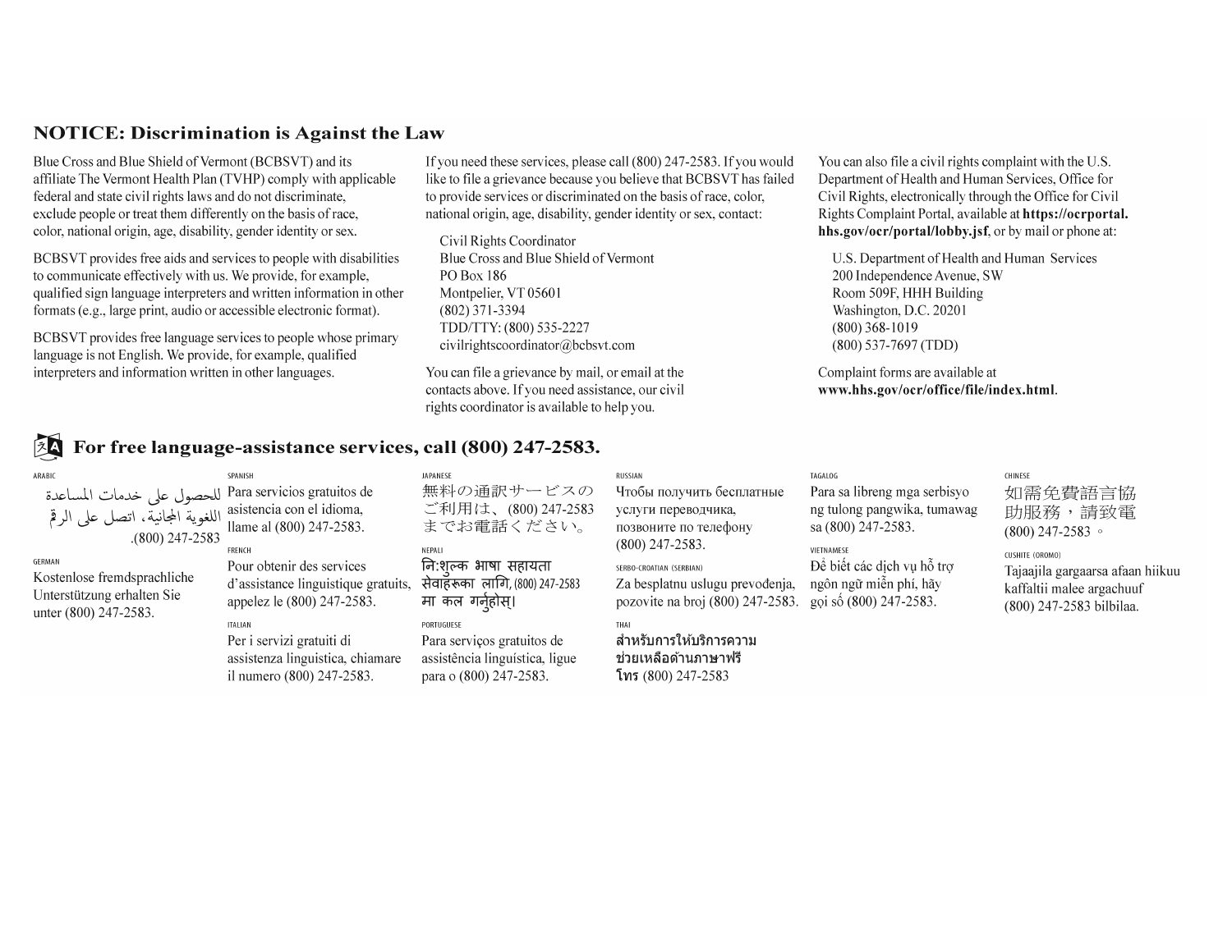## NOTICE: Discrimination is Against the Law

Blue Cross and Blue Shield of Vermont (BCBSVT) and its affiliate The Vermont Health Plan (TVHP) comply with applicable federal and state civil rights laws and do not discriminate, exclude people or treat them differently on the basis of race, color, national origin, age, disability, gender identity or sex.

BCBSVT provides free aids and services to people with disabilities to communicate effectively with us. We provide, for example, qualified sign language interpreters and written information in other formats (e.g., large print, audio or accessible electronic format).

BCBSVT provides free language services to people whose primary language is not English. We provide, for example, qualified interpreters and information written in other languages.

If you need these services, please call (800) 247-2583. If you would like to file a grievance because you believe that BCBSVT has failed to provide services or discriminated on the basis of race, color, national origin, age, disability, gender identity or sex, contact:

Civil Rights Coordinator
Blue Cross and Blue Shield of Vermont
PO Box 186
Montpelier, VT 05601
(802) 371-3394
TDD/TTY: (800) 535-2227
civilrightscoordinator@bcbsvt.com

You can file a grievance by mail, or email at the contacts above. If you need assistance, our civil rights coordinator is available to help you.

You can also file a civil rights complaint with the U.S. Department of Health and Human Services, Office for Civil Rights, electronically through the Office for Civil Rights Complaint Portal, available at **https://ocrportal.hhs.gov/ocr/portal/lobby.jsf**, or by mail or phone at:

U.S. Department of Health and Human Services
200 Independence Avenue, SW
Room 509F, HHH Building
Washington, D.C. 20201
(800) 368-1019
(800) 537-7697 (TDD)

Complaint forms are available at **www.hhs.gov/ocr/office/file/index.html**.

## For free language-assistance services, call (800) 247-2583.

ARABIC
للحصول على خدمات المساعدة اللغوية المجانية، اتصل على الرقم (800) 247-2583.

GERMAN
Kostenlose fremdsprachliche Unterstützung erhalten Sie unter (800) 247-2583.

SPANISH
Para servicios gratuitos de asistencia con el idioma, llame al (800) 247-2583.

FRENCH
Pour obtenir des services d'assistance linguistique gratuits, appelez le (800) 247-2583.

ITALIAN
Per i servizi gratuiti di assistenza linguistica, chiamare il numero (800) 247-2583.

JAPANESE
無料の通訳サービスのご利用は、(800) 247-2583までお電話ください。

NEPALI
नि:शुल्क भाषा सहायता सेवाहरूका लागि, (800) 247-2583 मा कल गर्नुहोस्।

PORTUGUESE
Para serviços gratuitos de assistência linguística, ligue para o (800) 247-2583.

RUSSIAN
Чтобы получить бесплатные услуги переводчика, позвоните по телефону (800) 247-2583.

SERBO-CROATIAN (SERBIAN)
Za besplatnu uslugu prevođenja, pozovite na broj (800) 247-2583.

THAI
สำหรับการให้บริการความช่วยเหลือด้านภาษาฟรี โทร (800) 247-2583

TAGALOG
Para sa libreng mga serbisyo ng tulong pangwika, tumawag sa (800) 247-2583.

VIETNAMESE
Để biết các dịch vụ hỗ trợ ngôn ngữ miễn phí, hãy gọi số (800) 247-2583.

CHINESE
如需免費語言協助服務，請致電 (800) 247-2583。

CUSHITE (OROMO)
Tajaajila gargaarsa afaan hiikuu kaffaltii malee argachuuf (800) 247-2583 bilbilaa.